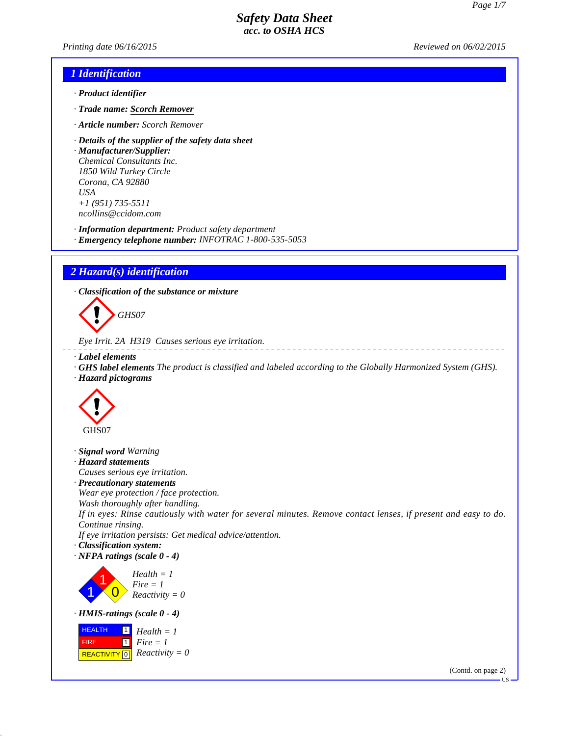# Safety Data Sheet
**acc. to OSHA HCS**

Printing date 06/16/2015 — Reviewed on 06/02/2015

## 1 Identification

· **Product identifier**

· **Trade name:** **Scorch Remover**

· **Article number:** Scorch Remover

· **Details of the supplier of the safety data sheet**
· **Manufacturer/Supplier:**
Chemical Consultants Inc.
1850 Wild Turkey Circle
Corona, CA 92880
USA
+1 (951) 735-5511
ncollins@ccidom.com

· **Information department:** Product safety department
· **Emergency telephone number:** INFOTRAC 1-800-535-5053

## 2 Hazard(s) identification

· **Classification of the substance or mixture**

GHS07

Eye Irrit. 2A H319 Causes serious eye irritation.

· **Label elements**
· **GHS label elements** The product is classified and labeled according to the Globally Harmonized System (GHS).
· **Hazard pictograms**

GHS07

· **Signal word** Warning
· **Hazard statements**
Causes serious eye irritation.
· **Precautionary statements**
Wear eye protection / face protection.
Wash thoroughly after handling.
If in eyes: Rinse cautiously with water for several minutes. Remove contact lenses, if present and easy to do. Continue rinsing.
If eye irritation persists: Get medical advice/attention.
· **Classification system:**
· **NFPA ratings (scale 0 - 4)**

Health = 1
Fire = 1
Reactivity = 0

· **HMIS-ratings (scale 0 - 4)**

| | | |
|---|---|---|
| HEALTH | 1 | Health = 1 |
| FIRE | 1 | Fire = 1 |
| REACTIVITY | 0 | Reactivity = 0 |

(Contd. on page 2)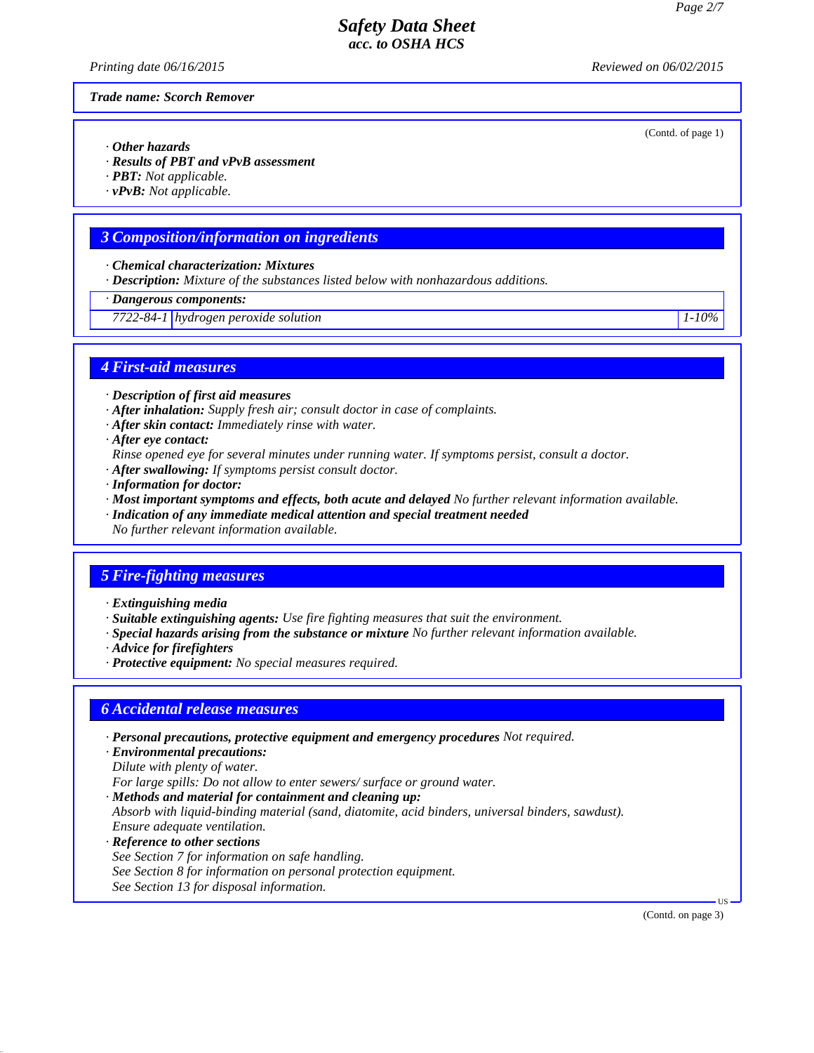*Trade name: Scorch Remover*

(Contd. of page 1)

· **Other hazards**
· **Results of PBT and vPvB assessment**
· **PBT:** Not applicable.
· **vPvB:** Not applicable.

## 3 Composition/information on ingredients

· **Chemical characterization: Mixtures**
· **Description:** Mixture of the substances listed below with nonhazardous additions.

| · Dangerous components: | | |
|---|---|---|
| 7722-84-1 | hydrogen peroxide solution | 1-10% |

## 4 First-aid measures

· **Description of first aid measures**
· **After inhalation:** Supply fresh air; consult doctor in case of complaints.
· **After skin contact:** Immediately rinse with water.
· **After eye contact:**
Rinse opened eye for several minutes under running water. If symptoms persist, consult a doctor.
· **After swallowing:** If symptoms persist consult doctor.
· **Information for doctor:**
· **Most important symptoms and effects, both acute and delayed** No further relevant information available.
· **Indication of any immediate medical attention and special treatment needed**
No further relevant information available.

## 5 Fire-fighting measures

· **Extinguishing media**
· **Suitable extinguishing agents:** Use fire fighting measures that suit the environment.
· **Special hazards arising from the substance or mixture** No further relevant information available.
· **Advice for firefighters**
· **Protective equipment:** No special measures required.

## 6 Accidental release measures

· **Personal precautions, protective equipment and emergency procedures** Not required.
· **Environmental precautions:**
Dilute with plenty of water.
For large spills: Do not allow to enter sewers/ surface or ground water.
· **Methods and material for containment and cleaning up:**
Absorb with liquid-binding material (sand, diatomite, acid binders, universal binders, sawdust).
Ensure adequate ventilation.
· **Reference to other sections**
See Section 7 for information on safe handling.
See Section 8 for information on personal protection equipment.
See Section 13 for disposal information.

(Contd. on page 3)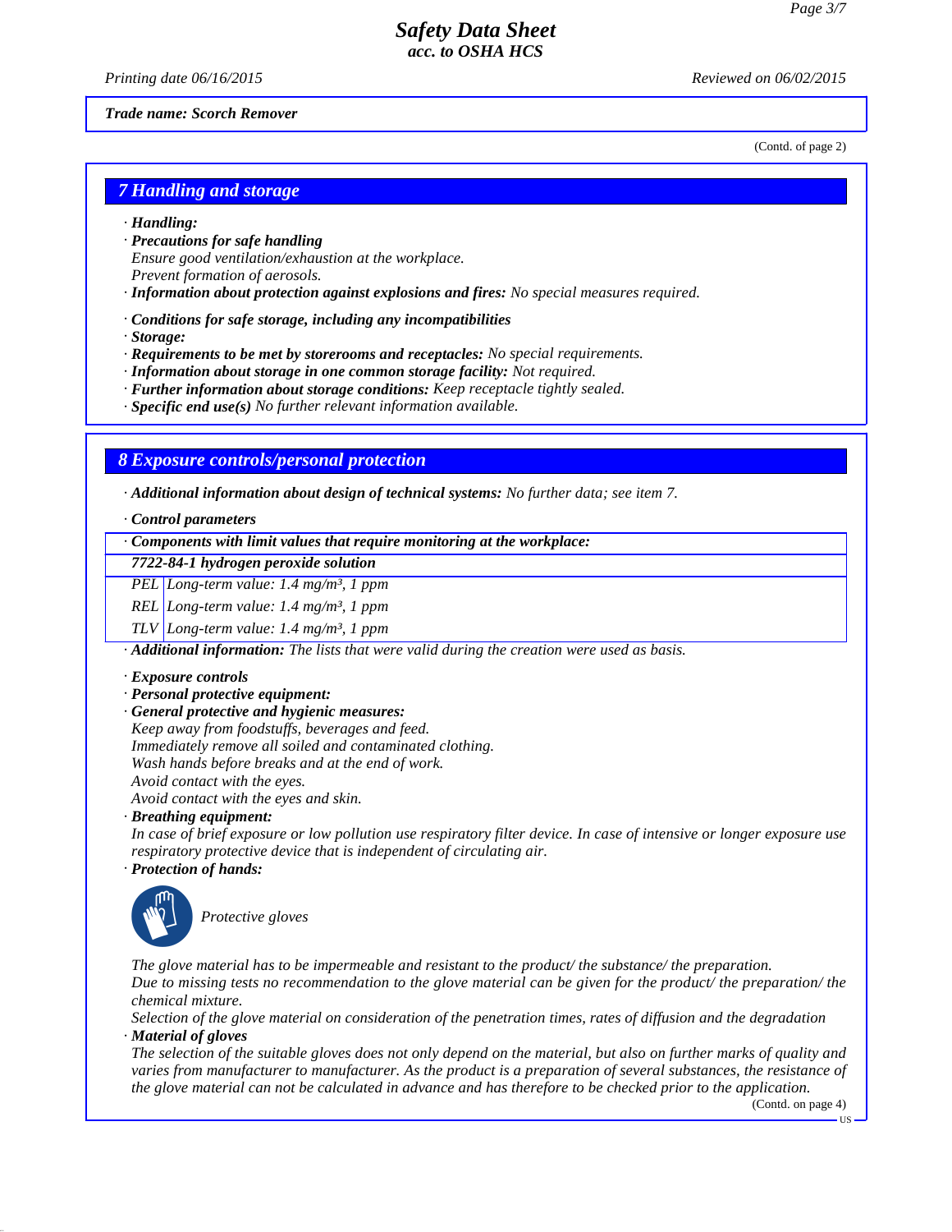**Trade name: Scorch Remover**

(Contd. of page 2)

## 7 Handling and storage

· **Handling:**
· **Precautions for safe handling**
Ensure good ventilation/exhaustion at the workplace.
Prevent formation of aerosols.
· **Information about protection against explosions and fires:** No special measures required.

· **Conditions for safe storage, including any incompatibilities**
· **Storage:**
· **Requirements to be met by storerooms and receptacles:** No special requirements.
· **Information about storage in one common storage facility:** Not required.
· **Further information about storage conditions:** Keep receptacle tightly sealed.
· **Specific end use(s)** No further relevant information available.

## 8 Exposure controls/personal protection

· **Additional information about design of technical systems:** No further data; see item 7.

· **Control parameters**

| · Components with limit values that require monitoring at the workplace: | |
|---|---|
| **7722-84-1 hydrogen peroxide solution** | |
| PEL | Long-term value: 1.4 mg/m³, 1 ppm |
| REL | Long-term value: 1.4 mg/m³, 1 ppm |
| TLV | Long-term value: 1.4 mg/m³, 1 ppm |

· **Additional information:** The lists that were valid during the creation were used as basis.

· **Exposure controls**
· **Personal protective equipment:**
· **General protective and hygienic measures:**
Keep away from foodstuffs, beverages and feed.
Immediately remove all soiled and contaminated clothing.
Wash hands before breaks and at the end of work.
Avoid contact with the eyes.
Avoid contact with the eyes and skin.
· **Breathing equipment:**
In case of brief exposure or low pollution use respiratory filter device. In case of intensive or longer exposure use respiratory protective device that is independent of circulating air.
· **Protection of hands:**

Protective gloves

The glove material has to be impermeable and resistant to the product/ the substance/ the preparation.
Due to missing tests no recommendation to the glove material can be given for the product/ the preparation/ the chemical mixture.
Selection of the glove material on consideration of the penetration times, rates of diffusion and the degradation
· **Material of gloves**
The selection of the suitable gloves does not only depend on the material, but also on further marks of quality and varies from manufacturer to manufacturer. As the product is a preparation of several substances, the resistance of the glove material can not be calculated in advance and has therefore to be checked prior to the application.

(Contd. on page 4)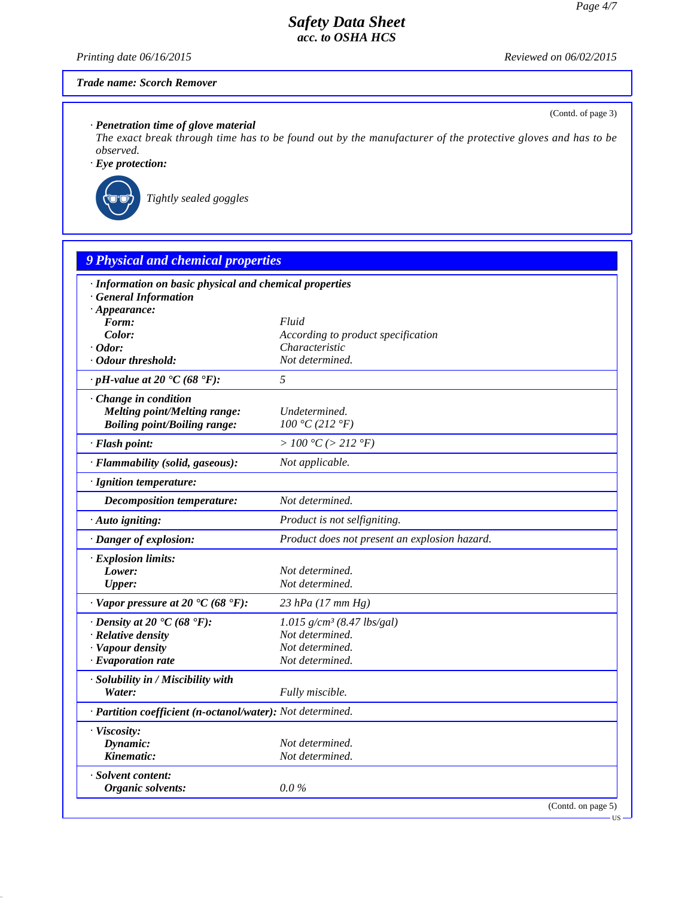**Trade name: Scorch Remover**

(Contd. of page 3)

· **Penetration time of glove material**
The exact break through time has to be found out by the manufacturer of the protective gloves and has to be observed.

· **Eye protection:**

Tightly sealed goggles

## 9 Physical and chemical properties

| | |
|---|---|
| · **Information on basic physical and chemical properties** | |
| · **General Information** | |
| · **Appearance:** | |
| **Form:** | Fluid |
| **Color:** | According to product specification |
| · **Odor:** | Characteristic |
| · **Odour threshold:** | Not determined. |
| · **pH-value at 20 °C (68 °F):** | 5 |
| · **Change in condition** | |
| **Melting point/Melting range:** | Undetermined. |
| **Boiling point/Boiling range:** | 100 °C (212 °F) |
| · **Flash point:** | > 100 °C (> 212 °F) |
| · **Flammability (solid, gaseous):** | Not applicable. |
| · **Ignition temperature:** | |
| **Decomposition temperature:** | Not determined. |
| · **Auto igniting:** | Product is not selfigniting. |
| · **Danger of explosion:** | Product does not present an explosion hazard. |
| · **Explosion limits:** | |
| **Lower:** | Not determined. |
| **Upper:** | Not determined. |
| · **Vapor pressure at 20 °C (68 °F):** | 23 hPa (17 mm Hg) |
| · **Density at 20 °C (68 °F):** | 1.015 g/cm³ (8.47 lbs/gal) |
| · **Relative density** | Not determined. |
| · **Vapour density** | Not determined. |
| · **Evaporation rate** | Not determined. |
| · **Solubility in / Miscibility with** | |
| **Water:** | Fully miscible. |
| · **Partition coefficient (n-octanol/water):** | Not determined. |
| · **Viscosity:** | |
| **Dynamic:** | Not determined. |
| **Kinematic:** | Not determined. |
| · **Solvent content:** | |
| **Organic solvents:** | 0.0 % |

(Contd. on page 5)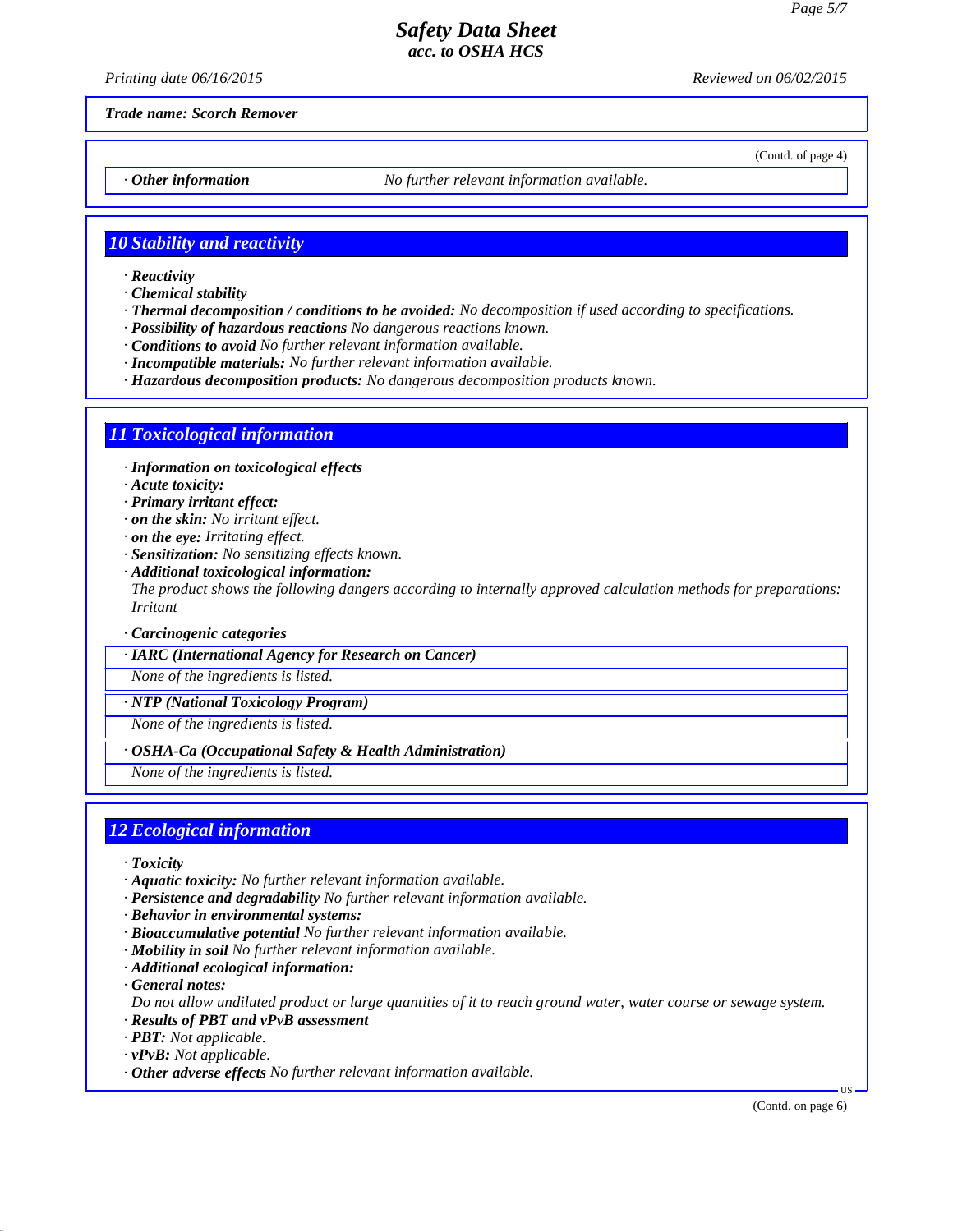*Trade name: Scorch Remover*

(Contd. of page 4)

· **Other information** No further relevant information available.

## 10 Stability and reactivity

· **Reactivity**
· **Chemical stability**
· **Thermal decomposition / conditions to be avoided:** No decomposition if used according to specifications.
· **Possibility of hazardous reactions** No dangerous reactions known.
· **Conditions to avoid** No further relevant information available.
· **Incompatible materials:** No further relevant information available.
· **Hazardous decomposition products:** No dangerous decomposition products known.

## 11 Toxicological information

· **Information on toxicological effects**
· **Acute toxicity:**
· **Primary irritant effect:**
· **on the skin:** No irritant effect.
· **on the eye:** Irritating effect.
· **Sensitization:** No sensitizing effects known.
· **Additional toxicological information:**
The product shows the following dangers according to internally approved calculation methods for preparations:
Irritant

· **Carcinogenic categories**

· **IARC (International Agency for Research on Cancer)**
None of the ingredients is listed.

· **NTP (National Toxicology Program)**
None of the ingredients is listed.

· **OSHA-Ca (Occupational Safety & Health Administration)**
None of the ingredients is listed.

## 12 Ecological information

· **Toxicity**
· **Aquatic toxicity:** No further relevant information available.
· **Persistence and degradability** No further relevant information available.
· **Behavior in environmental systems:**
· **Bioaccumulative potential** No further relevant information available.
· **Mobility in soil** No further relevant information available.
· **Additional ecological information:**
· **General notes:**
Do not allow undiluted product or large quantities of it to reach ground water, water course or sewage system.
· **Results of PBT and vPvB assessment**
· **PBT:** Not applicable.
· **vPvB:** Not applicable.
· **Other adverse effects** No further relevant information available.

(Contd. on page 6)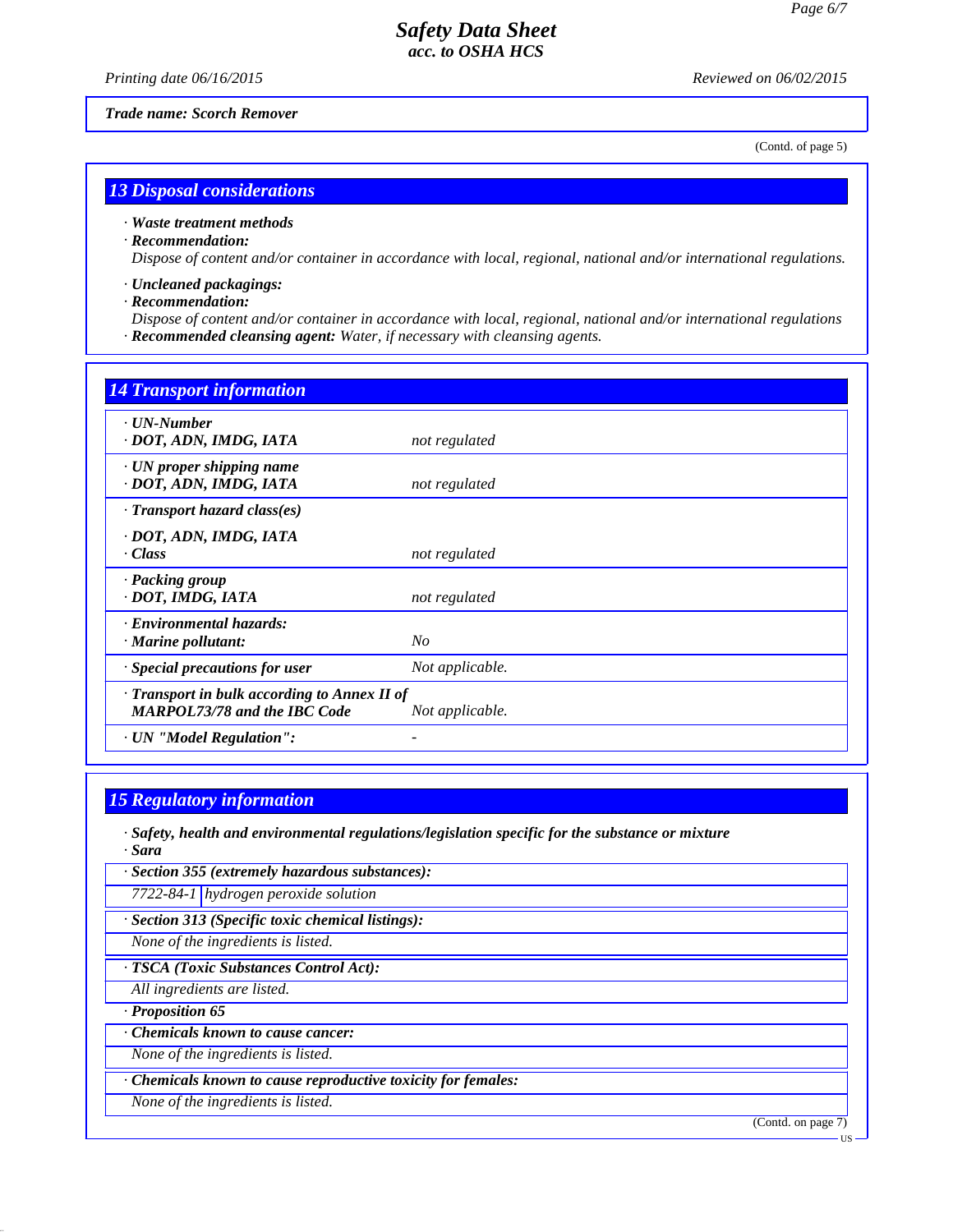*Trade name: Scorch Remover*

(Contd. of page 5)

## 13 Disposal considerations

· **Waste treatment methods**
· **Recommendation:**
Dispose of content and/or container in accordance with local, regional, national and/or international regulations.

· **Uncleaned packagings:**
· **Recommendation:**
Dispose of content and/or container in accordance with local, regional, national and/or international regulations
· **Recommended cleansing agent:** Water, if necessary with cleansing agents.

## 14 Transport information

| | |
|---|---|
| · **UN-Number**<br>· **DOT, ADN, IMDG, IATA** | not regulated |
| · **UN proper shipping name**<br>· **DOT, ADN, IMDG, IATA** | not regulated |
| · **Transport hazard class(es)**<br><br>· **DOT, ADN, IMDG, IATA**<br>· **Class** | not regulated |
| · **Packing group**<br>· **DOT, IMDG, IATA** | not regulated |
| · **Environmental hazards:**<br>· **Marine pollutant:** | No |
| · **Special precautions for user** | Not applicable. |
| · **Transport in bulk according to Annex II of MARPOL73/78 and the IBC Code** | Not applicable. |
| · **UN "Model Regulation":** | - |

## 15 Regulatory information

· **Safety, health and environmental regulations/legislation specific for the substance or mixture**
· **Sara**

· **Section 355 (extremely hazardous substances):**

| | |
|---|---|
| 7722-84-1 | hydrogen peroxide solution |

· **Section 313 (Specific toxic chemical listings):**
None of the ingredients is listed.

· **TSCA (Toxic Substances Control Act):**
All ingredients are listed.

· **Proposition 65**

· **Chemicals known to cause cancer:**
None of the ingredients is listed.

· **Chemicals known to cause reproductive toxicity for females:**
None of the ingredients is listed.

(Contd. on page 7)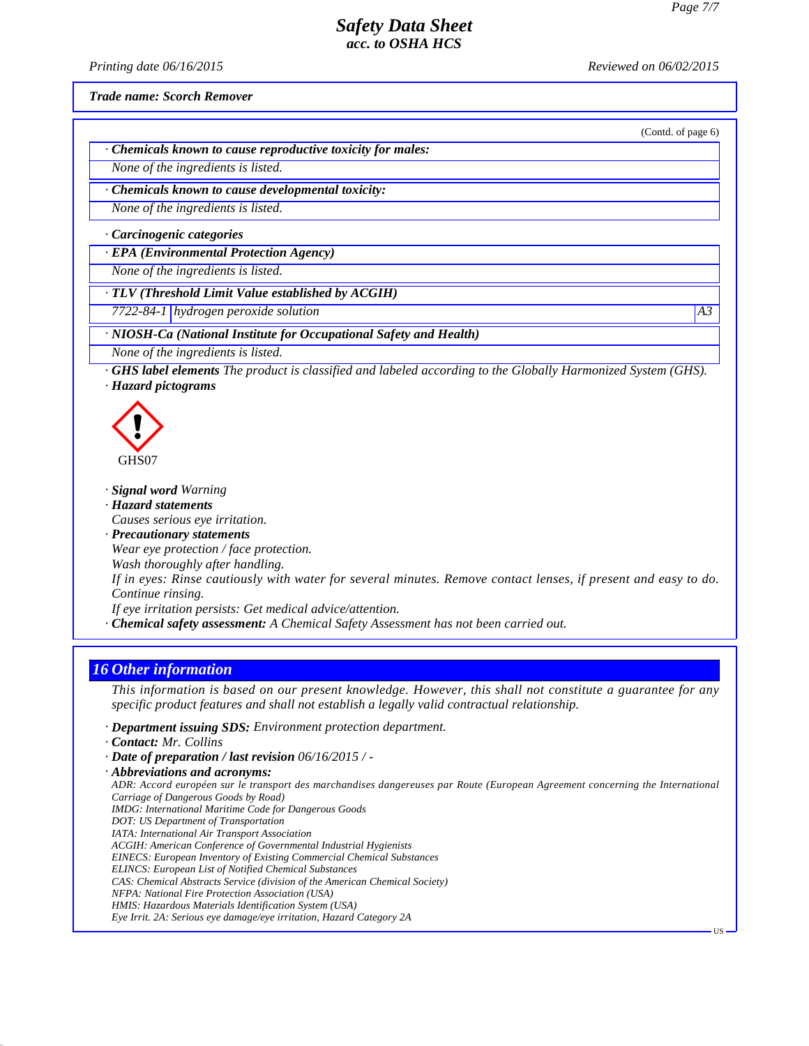**Trade name: Scorch Remover**

(Contd. of page 6)

· **Chemicals known to cause reproductive toxicity for males:**

None of the ingredients is listed.

· **Chemicals known to cause developmental toxicity:**

None of the ingredients is listed.

· **Carcinogenic categories**

· **EPA (Environmental Protection Agency)**

None of the ingredients is listed.

· **TLV (Threshold Limit Value established by ACGIH)**

| | | |
|---|---|---|
| 7722-84-1 | hydrogen peroxide solution | A3 |

· **NIOSH-Ca (National Institute for Occupational Safety and Health)**

None of the ingredients is listed.

· **GHS label elements** The product is classified and labeled according to the Globally Harmonized System (GHS).

· **Hazard pictograms**

GHS07

· **Signal word** Warning

· **Hazard statements**

Causes serious eye irritation.

· **Precautionary statements**

Wear eye protection / face protection.

Wash thoroughly after handling.

If in eyes: Rinse cautiously with water for several minutes. Remove contact lenses, if present and easy to do. Continue rinsing.

If eye irritation persists: Get medical advice/attention.

· **Chemical safety assessment:** A Chemical Safety Assessment has not been carried out.

## 16 Other information

This information is based on our present knowledge. However, this shall not constitute a guarantee for any specific product features and shall not establish a legally valid contractual relationship.

· **Department issuing SDS:** Environment protection department.

· **Contact:** Mr. Collins

· **Date of preparation / last revision** 06/16/2015 / -

· **Abbreviations and acronyms:**

ADR: Accord européen sur le transport des marchandises dangereuses par Route (European Agreement concerning the International Carriage of Dangerous Goods by Road)
IMDG: International Maritime Code for Dangerous Goods
DOT: US Department of Transportation
IATA: International Air Transport Association
ACGIH: American Conference of Governmental Industrial Hygienists
EINECS: European Inventory of Existing Commercial Chemical Substances
ELINCS: European List of Notified Chemical Substances
CAS: Chemical Abstracts Service (division of the American Chemical Society)
NFPA: National Fire Protection Association (USA)
HMIS: Hazardous Materials Identification System (USA)
Eye Irrit. 2A: Serious eye damage/eye irritation, Hazard Category 2A